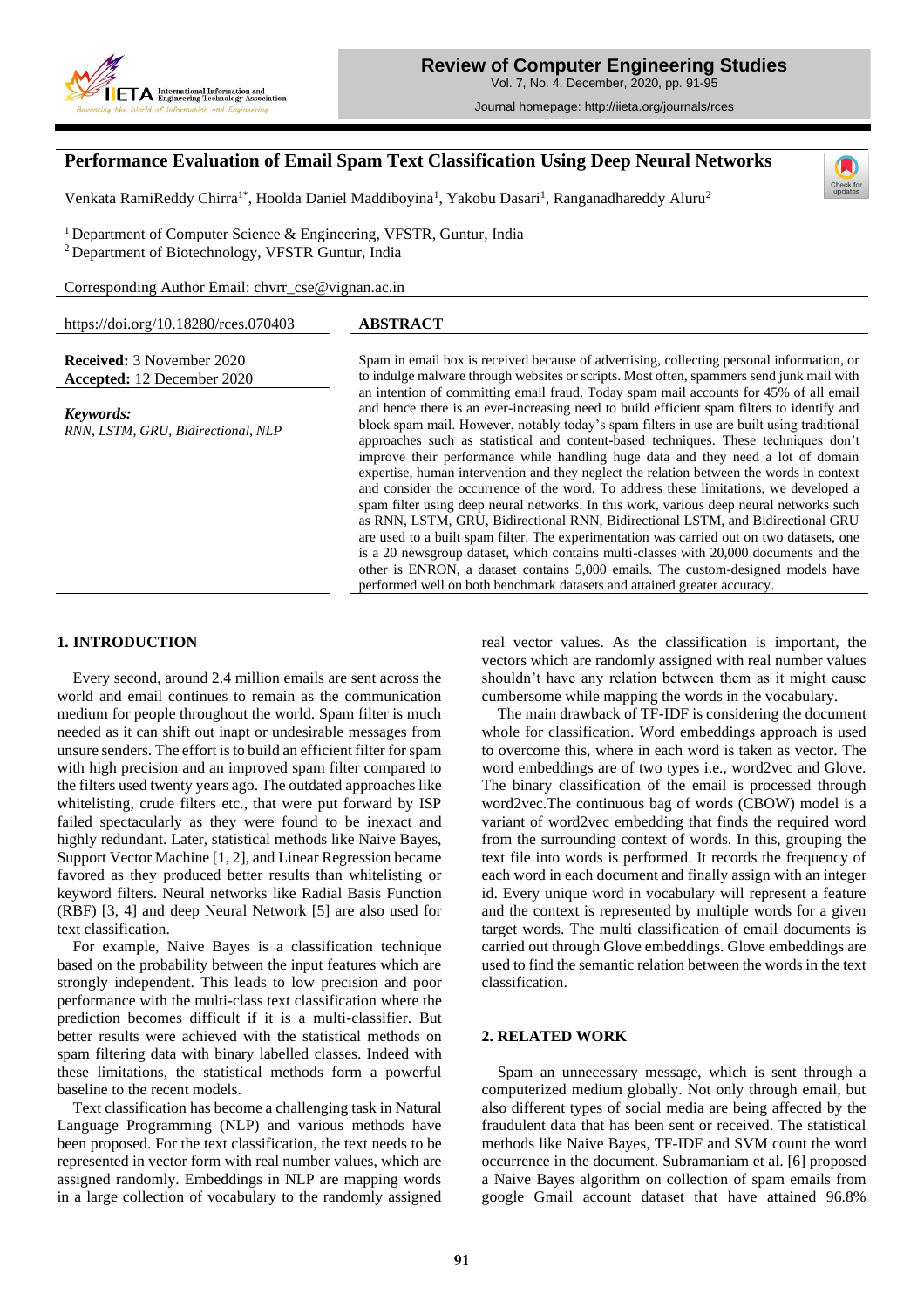# Performance Evaluation of Email Spam Text Classification Using Deep Neural Networks

Venkata RamiReddy Chirra[1*], Hoolda Daniel Maddiboyina[1], Yakobu Dasari[1], Ranganadhareddy Aluru[2]

[1] Department of Computer Science & Engineering, VFSTR, Guntur, India
[2] Department of Biotechnology, VFSTR Guntur, India

Corresponding Author Email: chvrr_cse@vignan.ac.in

https://doi.org/10.18280/rces.070403

**Received:** 3 November 2020
**Accepted:** 12 December 2020

***Keywords:***
*RNN, LSTM, GRU, Bidirectional, NLP*

## ABSTRACT

Spam in email box is received because of advertising, collecting personal information, or to indulge malware through websites or scripts. Most often, spammers send junk mail with an intention of committing email fraud. Today spam mail accounts for 45% of all email and hence there is an ever-increasing need to build efficient spam filters to identify and block spam mail. However, notably today's spam filters in use are built using traditional approaches such as statistical and content-based techniques. These techniques don't improve their performance while handling huge data and they need a lot of domain expertise, human intervention and they neglect the relation between the words in context and consider the occurrence of the word. To address these limitations, we developed a spam filter using deep neural networks. In this work, various deep neural networks such as RNN, LSTM, GRU, Bidirectional RNN, Bidirectional LSTM, and Bidirectional GRU are used to a built spam filter. The experimentation was carried out on two datasets, one is a 20 newsgroup dataset, which contains multi-classes with 20,000 documents and the other is ENRON, a dataset contains 5,000 emails. The custom-designed models have performed well on both benchmark datasets and attained greater accuracy.

## 1. INTRODUCTION

Every second, around 2.4 million emails are sent across the world and email continues to remain as the communication medium for people throughout the world. Spam filter is much needed as it can shift out inapt or undesirable messages from unsure senders. The effort is to build an efficient filter for spam with high precision and an improved spam filter compared to the filters used twenty years ago. The outdated approaches like whitelisting, crude filters etc., that were put forward by ISP failed spectacularly as they were found to be inexact and highly redundant. Later, statistical methods like Naive Bayes, Support Vector Machine [1, 2], and Linear Regression became favored as they produced better results than whitelisting or keyword filters. Neural networks like Radial Basis Function (RBF) [3, 4] and deep Neural Network [5] are also used for text classification.

For example, Naive Bayes is a classification technique based on the probability between the input features which are strongly independent. This leads to low precision and poor performance with the multi-class text classification where the prediction becomes difficult if it is a multi-classifier. But better results were achieved with the statistical methods on spam filtering data with binary labelled classes. Indeed with these limitations, the statistical methods form a powerful baseline to the recent models.

Text classification has become a challenging task in Natural Language Programming (NLP) and various methods have been proposed. For the text classification, the text needs to be represented in vector form with real number values, which are assigned randomly. Embeddings in NLP are mapping words in a large collection of vocabulary to the randomly assigned real vector values. As the classification is important, the vectors which are randomly assigned with real number values shouldn't have any relation between them as it might cause cumbersome while mapping the words in the vocabulary.

The main drawback of TF-IDF is considering the document whole for classification. Word embeddings approach is used to overcome this, where in each word is taken as vector. The word embeddings are of two types i.e., word2vec and Glove. The binary classification of the email is processed through word2vec.The continuous bag of words (CBOW) model is a variant of word2vec embedding that finds the required word from the surrounding context of words. In this, grouping the text file into words is performed. It records the frequency of each word in each document and finally assign with an integer id. Every unique word in vocabulary will represent a feature and the context is represented by multiple words for a given target words. The multi classification of email documents is carried out through Glove embeddings. Glove embeddings are used to find the semantic relation between the words in the text classification.

## 2. RELATED WORK

Spam an unnecessary message, which is sent through a computerized medium globally. Not only through email, but also different types of social media are being affected by the fraudulent data that has been sent or received. The statistical methods like Naive Bayes, TF-IDF and SVM count the word occurrence in the document. Subramaniam et al. [6] proposed a Naive Bayes algorithm on collection of spam emails from google Gmail account dataset that have attained 96.8%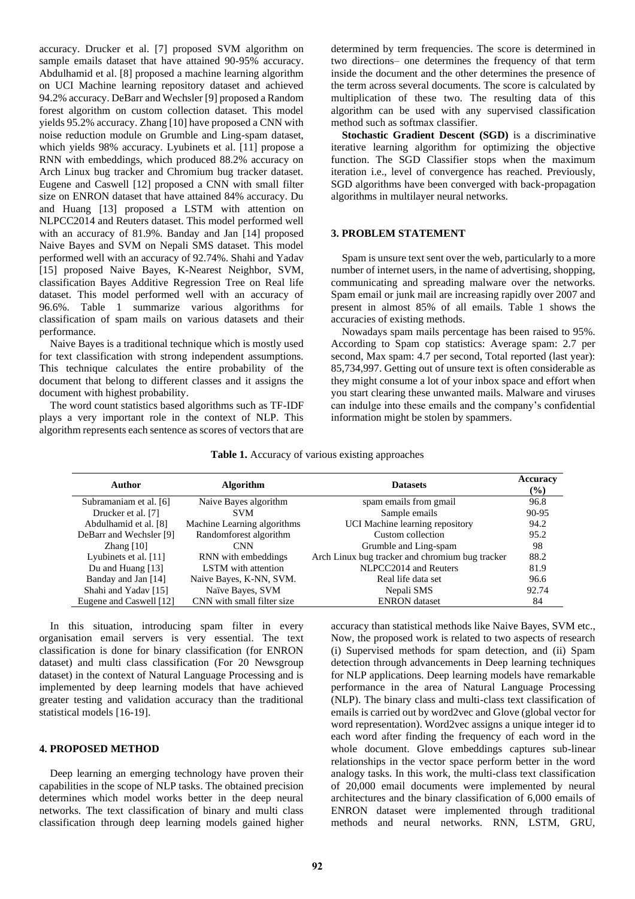accuracy. Drucker et al. [7] proposed SVM algorithm on sample emails dataset that have attained 90-95% accuracy. Abdulhamid et al. [8] proposed a machine learning algorithm on UCI Machine learning repository dataset and achieved 94.2% accuracy. DeBarr and Wechsler [9] proposed a Random forest algorithm on custom collection dataset. This model yields 95.2% accuracy. Zhang [10] have proposed a CNN with noise reduction module on Grumble and Ling-spam dataset, which yields 98% accuracy. Lyubinets et al. [11] propose a RNN with embeddings, which produced 88.2% accuracy on Arch Linux bug tracker and Chromium bug tracker dataset. Eugene and Caswell [12] proposed a CNN with small filter size on ENRON dataset that have attained 84% accuracy. Du and Huang [13] proposed a LSTM with attention on NLPCC2014 and Reuters dataset. This model performed well with an accuracy of 81.9%. Banday and Jan [14] proposed Naive Bayes and SVM on Nepali SMS dataset. This model performed well with an accuracy of 92.74%. Shahi and Yadav [15] proposed Naive Bayes, K-Nearest Neighbor, SVM, classification Bayes Additive Regression Tree on Real life dataset. This model performed well with an accuracy of 96.6%. Table 1 summarize various algorithms for classification of spam mails on various datasets and their performance.

Naive Bayes is a traditional technique which is mostly used for text classification with strong independent assumptions. This technique calculates the entire probability of the document that belong to different classes and it assigns the document with highest probability.

The word count statistics based algorithms such as TF-IDF plays a very important role in the context of NLP. This algorithm represents each sentence as scores of vectors that are determined by term frequencies. The score is determined in two directions– one determines the frequency of that term inside the document and the other determines the presence of the term across several documents. The score is calculated by multiplication of these two. The resulting data of this algorithm can be used with any supervised classification method such as softmax classifier.

**Stochastic Gradient Descent (SGD)** is a discriminative iterative learning algorithm for optimizing the objective function. The SGD Classifier stops when the maximum iteration i.e., level of convergence has reached. Previously, SGD algorithms have been converged with back-propagation algorithms in multilayer neural networks.

## 3. PROBLEM STATEMENT

Spam is unsure text sent over the web, particularly to a more number of internet users, in the name of advertising, shopping, communicating and spreading malware over the networks. Spam email or junk mail are increasing rapidly over 2007 and present in almost 85% of all emails. Table 1 shows the accuracies of existing methods.

Nowadays spam mails percentage has been raised to 95%. According to Spam cop statistics: Average spam: 2.7 per second, Max spam: 4.7 per second, Total reported (last year): 85,734,997. Getting out of unsure text is often considerable as they might consume a lot of your inbox space and effort when you start clearing these unwanted mails. Malware and viruses can indulge into these emails and the company's confidential information might be stolen by spammers.

**Table 1.** Accuracy of various existing approaches

| Author | Algorithm | Datasets | Accuracy (%) |
|---|---|---|---|
| Subramaniam et al. [6] | Naive Bayes algorithm | spam emails from gmail | 96.8 |
| Drucker et al. [7] | SVM | Sample emails | 90-95 |
| Abdulhamid et al. [8] | Machine Learning algorithms | UCI Machine learning repository | 94.2 |
| DeBarr and Wechsler [9] | Randomforest algorithm | Custom collection | 95.2 |
| Zhang [10] | CNN | Grumble and Ling-spam | 98 |
| Lyubinets et al. [11] | RNN with embeddings | Arch Linux bug tracker and chromium bug tracker | 88.2 |
| Du and Huang [13] | LSTM with attention | NLPCC2014 and Reuters | 81.9 |
| Banday and Jan [14] | Naive Bayes, K-NN, SVM. | Real life data set | 96.6 |
| Shahi and Yadav [15] | Naïve Bayes, SVM | Nepali SMS | 92.74 |
| Eugene and Caswell [12] | CNN with small filter size | ENRON dataset | 84 |

In this situation, introducing spam filter in every organisation email servers is very essential. The text classification is done for binary classification (for ENRON dataset) and multi class classification (For 20 Newsgroup dataset) in the context of Natural Language Processing and is implemented by deep learning models that have achieved greater testing and validation accuracy than the traditional statistical models [16-19].

## 4. PROPOSED METHOD

Deep learning an emerging technology have proven their capabilities in the scope of NLP tasks. The obtained precision determines which model works better in the deep neural networks. The text classification of binary and multi class classification through deep learning models gained higher accuracy than statistical methods like Naive Bayes, SVM etc., Now, the proposed work is related to two aspects of research (i) Supervised methods for spam detection, and (ii) Spam detection through advancements in Deep learning techniques for NLP applications. Deep learning models have remarkable performance in the area of Natural Language Processing (NLP). The binary class and multi-class text classification of emails is carried out by word2vec and Glove (global vector for word representation). Word2vec assigns a unique integer id to each word after finding the frequency of each word in the whole document. Glove embeddings captures sub-linear relationships in the vector space perform better in the word analogy tasks. In this work, the multi-class text classification of 20,000 email documents were implemented by neural architectures and the binary classification of 6,000 emails of ENRON dataset were implemented through traditional methods and neural networks. RNN, LSTM, GRU,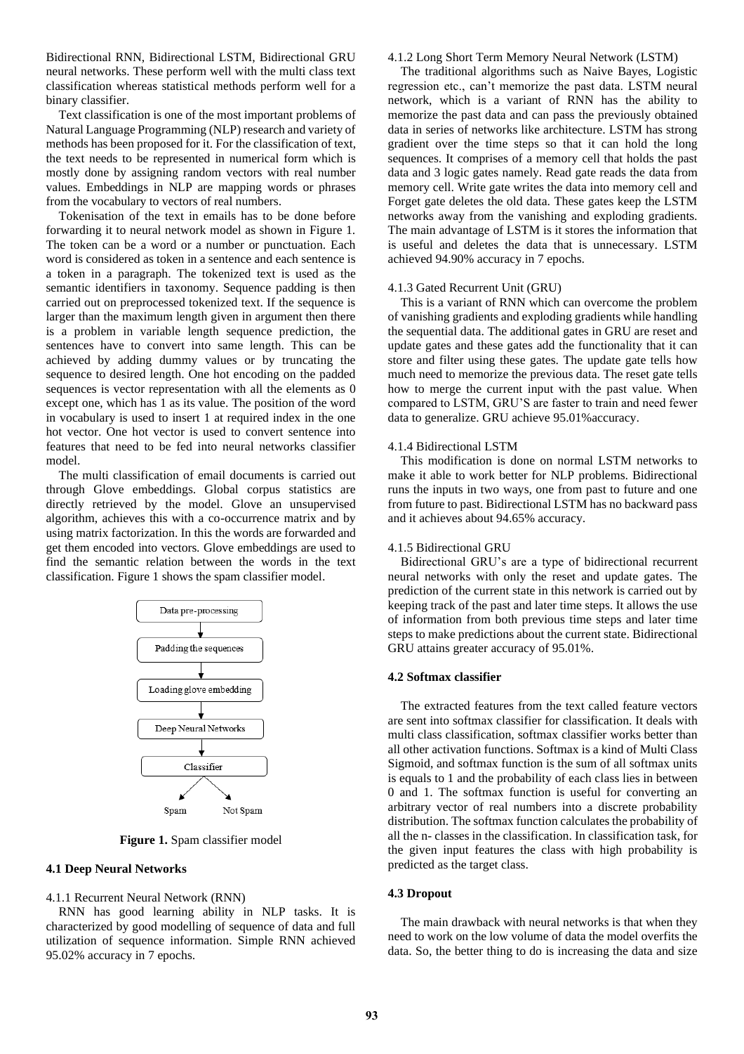Bidirectional RNN, Bidirectional LSTM, Bidirectional GRU neural networks. These perform well with the multi class text classification whereas statistical methods perform well for a binary classifier.

Text classification is one of the most important problems of Natural Language Programming (NLP) research and variety of methods has been proposed for it. For the classification of text, the text needs to be represented in numerical form which is mostly done by assigning random vectors with real number values. Embeddings in NLP are mapping words or phrases from the vocabulary to vectors of real numbers.

Tokenisation of the text in emails has to be done before forwarding it to neural network model as shown in Figure 1. The token can be a word or a number or punctuation. Each word is considered as token in a sentence and each sentence is a token in a paragraph. The tokenized text is used as the semantic identifiers in taxonomy. Sequence padding is then carried out on preprocessed tokenized text. If the sequence is larger than the maximum length given in argument then there is a problem in variable length sequence prediction, the sentences have to convert into same length. This can be achieved by adding dummy values or by truncating the sequence to desired length. One hot encoding on the padded sequences is vector representation with all the elements as 0 except one, which has 1 as its value. The position of the word in vocabulary is used to insert 1 at required index in the one hot vector. One hot vector is used to convert sentence into features that need to be fed into neural networks classifier model.

The multi classification of email documents is carried out through Glove embeddings. Global corpus statistics are directly retrieved by the model. Glove an unsupervised algorithm, achieves this with a co-occurrence matrix and by using matrix factorization. In this the words are forwarded and get them encoded into vectors. Glove embeddings are used to find the semantic relation between the words in the text classification. Figure 1 shows the spam classifier model.

Data pre-processing → Padding the sequences → Loading glove embedding → Deep Neural Networks → Classifier → Spam / Not Spam

**Figure 1.** Spam classifier model

### 4.1 Deep Neural Networks

4.1.1 Recurrent Neural Network (RNN)

RNN has good learning ability in NLP tasks. It is characterized by good modelling of sequence of data and full utilization of sequence information. Simple RNN achieved 95.02% accuracy in 7 epochs.

4.1.2 Long Short Term Memory Neural Network (LSTM)

The traditional algorithms such as Naive Bayes, Logistic regression etc., can't memorize the past data. LSTM neural network, which is a variant of RNN has the ability to memorize the past data and can pass the previously obtained data in series of networks like architecture. LSTM has strong gradient over the time steps so that it can hold the long sequences. It comprises of a memory cell that holds the past data and 3 logic gates namely. Read gate reads the data from memory cell. Write gate writes the data into memory cell and Forget gate deletes the old data. These gates keep the LSTM networks away from the vanishing and exploding gradients. The main advantage of LSTM is it stores the information that is useful and deletes the data that is unnecessary. LSTM achieved 94.90% accuracy in 7 epochs.

4.1.3 Gated Recurrent Unit (GRU)

This is a variant of RNN which can overcome the problem of vanishing gradients and exploding gradients while handling the sequential data. The additional gates in GRU are reset and update gates and these gates add the functionality that it can store and filter using these gates. The update gate tells how much need to memorize the previous data. The reset gate tells how to merge the current input with the past value. When compared to LSTM, GRU'S are faster to train and need fewer data to generalize. GRU achieve 95.01%accuracy.

4.1.4 Bidirectional LSTM

This modification is done on normal LSTM networks to make it able to work better for NLP problems. Bidirectional runs the inputs in two ways, one from past to future and one from future to past. Bidirectional LSTM has no backward pass and it achieves about 94.65% accuracy.

4.1.5 Bidirectional GRU

Bidirectional GRU's are a type of bidirectional recurrent neural networks with only the reset and update gates. The prediction of the current state in this network is carried out by keeping track of the past and later time steps. It allows the use of information from both previous time steps and later time steps to make predictions about the current state. Bidirectional GRU attains greater accuracy of 95.01%.

### 4.2 Softmax classifier

The extracted features from the text called feature vectors are sent into softmax classifier for classification. It deals with multi class classification, softmax classifier works better than all other activation functions. Softmax is a kind of Multi Class Sigmoid, and softmax function is the sum of all softmax units is equals to 1 and the probability of each class lies in between 0 and 1. The softmax function is useful for converting an arbitrary vector of real numbers into a discrete probability distribution. The softmax function calculates the probability of all the n- classes in the classification. In classification task, for the given input features the class with high probability is predicted as the target class.

### 4.3 Dropout

The main drawback with neural networks is that when they need to work on the low volume of data the model overfits the data. So, the better thing to do is increasing the data and size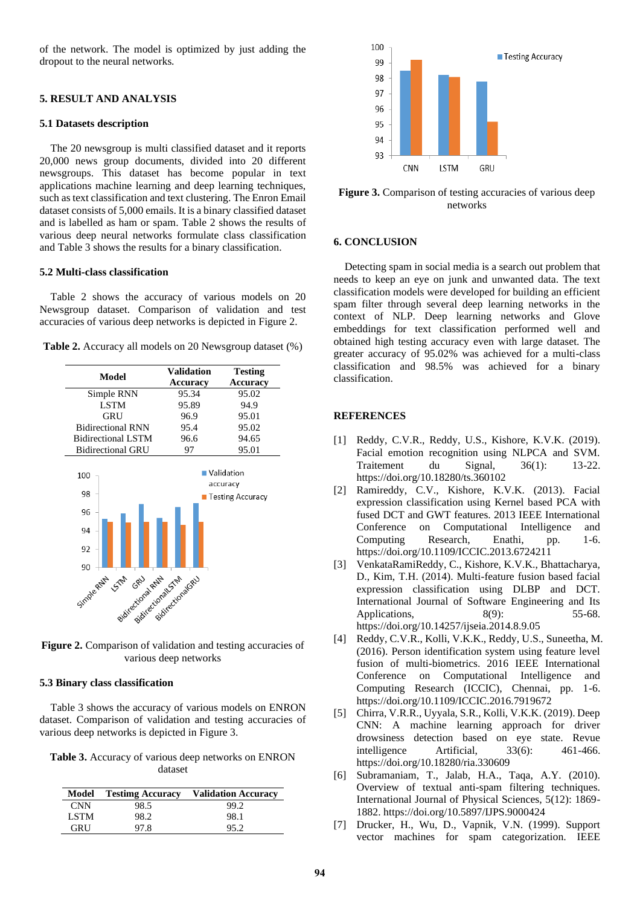of the network. The model is optimized by just adding the dropout to the neural networks.

## 5. RESULT AND ANALYSIS

### 5.1 Datasets description

The 20 newsgroup is multi classified dataset and it reports 20,000 news group documents, divided into 20 different newsgroups. This dataset has become popular in text applications machine learning and deep learning techniques, such as text classification and text clustering. The Enron Email dataset consists of 5,000 emails. It is a binary classified dataset and is labelled as ham or spam. Table 2 shows the results of various deep neural networks formulate class classification and Table 3 shows the results for a binary classification.

### 5.2 Multi-class classification

Table 2 shows the accuracy of various models on 20 Newsgroup dataset. Comparison of validation and test accuracies of various deep networks is depicted in Figure 2.

**Table 2.** Accuracy all models on 20 Newsgroup dataset (%)

| Model | Validation Accuracy | Testing Accuracy |
|---|---|---|
| Simple RNN | 95.34 | 95.02 |
| LSTM | 95.89 | 94.9 |
| GRU | 96.9 | 95.01 |
| Bidirectional RNN | 95.4 | 95.02 |
| Bidirectional LSTM | 96.6 | 94.65 |
| Bidirectional GRU | 97 | 95.01 |

**Figure 2.** Comparison of validation and testing accuracies of various deep networks

### 5.3 Binary class classification

Table 3 shows the accuracy of various models on ENRON dataset. Comparison of validation and testing accuracies of various deep networks is depicted in Figure 3.

**Table 3.** Accuracy of various deep networks on ENRON dataset

| Model | Testimg Accuracy | Validation Accuracy |
|---|---|---|
| CNN | 98.5 | 99.2 |
| LSTM | 98.2 | 98.1 |
| GRU | 97.8 | 95.2 |

**Figure 3.** Comparison of testing accuracies of various deep networks

## 6. CONCLUSION

Detecting spam in social media is a search out problem that needs to keep an eye on junk and unwanted data. The text classification models were developed for building an efficient spam filter through several deep learning networks in the context of NLP. Deep learning networks and Glove embeddings for text classification performed well and obtained high testing accuracy even with large dataset. The greater accuracy of 95.02% was achieved for a multi-class classification and 98.5% was achieved for a binary classification.

## REFERENCES

[1] Reddy, C.V.R., Reddy, U.S., Kishore, K.V.K. (2019). Facial emotion recognition using NLPCA and SVM. Traitement du Signal, 36(1): 13-22. https://doi.org/10.18280/ts.360102

[2] Ramireddy, C.V., Kishore, K.V.K. (2013). Facial expression classification using Kernel based PCA with fused DCT and GWT features. 2013 IEEE International Conference on Computational Intelligence and Computing Research, Enathi, pp. 1-6. https://doi.org/10.1109/ICCIC.2013.6724211

[3] VenkataRamiReddy, C., Kishore, K.V.K., Bhattacharya, D., Kim, T.H. (2014). Multi-feature fusion based facial expression classification using DLBP and DCT. International Journal of Software Engineering and Its Applications, 8(9): 55-68. https://doi.org/10.14257/ijseia.2014.8.9.05

[4] Reddy, C.V.R., Kolli, V.K.K., Reddy, U.S., Suneetha, M. (2016). Person identification system using feature level fusion of multi-biometrics. 2016 IEEE International Conference on Computational Intelligence and Computing Research (ICCIC), Chennai, pp. 1-6. https://doi.org/10.1109/ICCIC.2016.7919672

[5] Chirra, V.R.R., Uyyala, S.R., Kolli, V.K.K. (2019). Deep CNN: A machine learning approach for driver drowsiness detection based on eye state. Revue intelligence Artificial, 33(6): 461-466. https://doi.org/10.18280/ria.330609

[6] Subramaniam, T., Jalab, H.A., Taqa, A.Y. (2010). Overview of textual anti-spam filtering techniques. International Journal of Physical Sciences, 5(12): 1869-1882. https://doi.org/10.5897/IJPS.9000424

[7] Drucker, H., Wu, D., Vapnik, V.N. (1999). Support vector machines for spam categorization. IEEE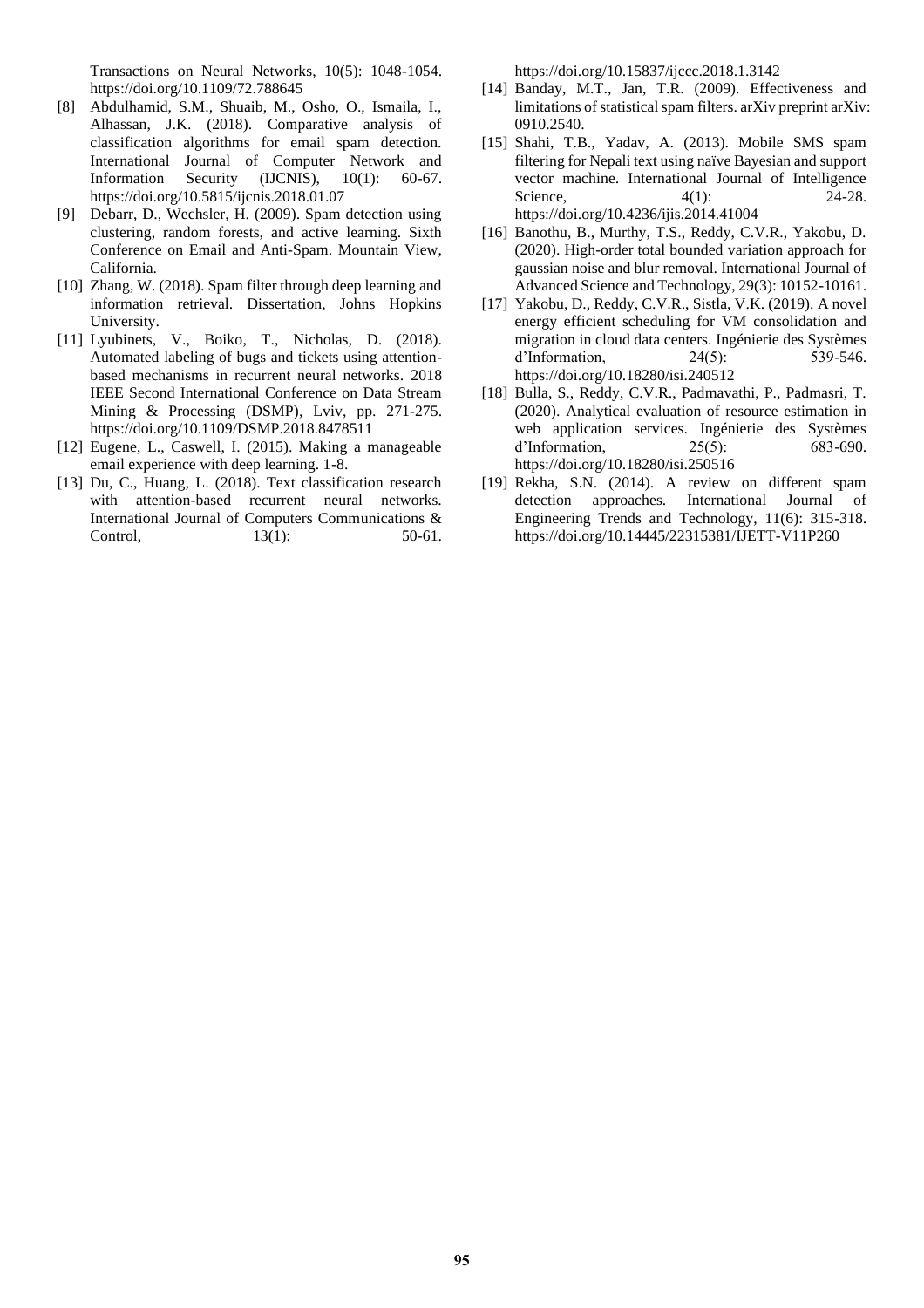Transactions on Neural Networks, 10(5): 1048-1054. https://doi.org/10.1109/72.788645

[8] Abdulhamid, S.M., Shuaib, M., Osho, O., Ismaila, I., Alhassan, J.K. (2018). Comparative analysis of classification algorithms for email spam detection. International Journal of Computer Network and Information Security (IJCNIS), 10(1): 60-67. https://doi.org/10.5815/ijcnis.2018.01.07

[9] Debarr, D., Wechsler, H. (2009). Spam detection using clustering, random forests, and active learning. Sixth Conference on Email and Anti-Spam. Mountain View, California.

[10] Zhang, W. (2018). Spam filter through deep learning and information retrieval. Dissertation, Johns Hopkins University.

[11] Lyubinets, V., Boiko, T., Nicholas, D. (2018). Automated labeling of bugs and tickets using attention-based mechanisms in recurrent neural networks. 2018 IEEE Second International Conference on Data Stream Mining & Processing (DSMP), Lviv, pp. 271-275. https://doi.org/10.1109/DSMP.2018.8478511

[12] Eugene, L., Caswell, I. (2015). Making a manageable email experience with deep learning. 1-8.

[13] Du, C., Huang, L. (2018). Text classification research with attention-based recurrent neural networks. International Journal of Computers Communications & Control, 13(1): 50-61. https://doi.org/10.15837/ijccc.2018.1.3142

[14] Banday, M.T., Jan, T.R. (2009). Effectiveness and limitations of statistical spam filters. arXiv preprint arXiv: 0910.2540.

[15] Shahi, T.B., Yadav, A. (2013). Mobile SMS spam filtering for Nepali text using naïve Bayesian and support vector machine. International Journal of Intelligence Science, 4(1): 24-28. https://doi.org/10.4236/ijis.2014.41004

[16] Banothu, B., Murthy, T.S., Reddy, C.V.R., Yakobu, D. (2020). High-order total bounded variation approach for gaussian noise and blur removal. International Journal of Advanced Science and Technology, 29(3): 10152-10161.

[17] Yakobu, D., Reddy, C.V.R., Sistla, V.K. (2019). A novel energy efficient scheduling for VM consolidation and migration in cloud data centers. Ingénierie des Systèmes d'Information, 24(5): 539-546. https://doi.org/10.18280/isi.240512

[18] Bulla, S., Reddy, C.V.R., Padmavathi, P., Padmasri, T. (2020). Analytical evaluation of resource estimation in web application services. Ingénierie des Systèmes d'Information, 25(5): 683-690. https://doi.org/10.18280/isi.250516

[19] Rekha, S.N. (2014). A review on different spam detection approaches. International Journal of Engineering Trends and Technology, 11(6): 315-318. https://doi.org/10.14445/22315381/IJETT-V11P260